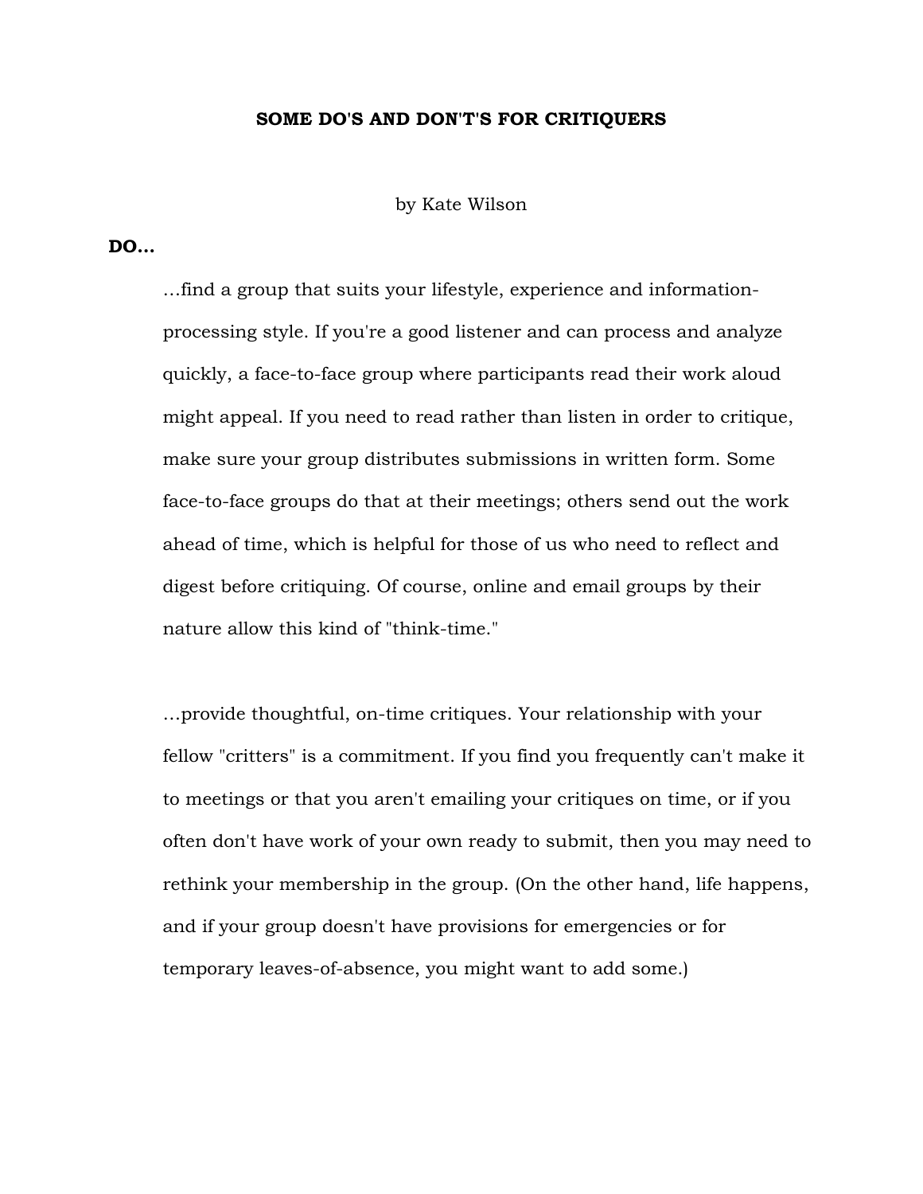# SOME DO'S AND DON'T'S FOR CRITIQUERS

by Kate Wilson

**DO…**

…find a group that suits your lifestyle, experience and information-processing style. If you're a good listener and can process and analyze quickly, a face-to-face group where participants read their work aloud might appeal. If you need to read rather than listen in order to critique, make sure your group distributes submissions in written form. Some face-to-face groups do that at their meetings; others send out the work ahead of time, which is helpful for those of us who need to reflect and digest before critiquing. Of course, online and email groups by their nature allow this kind of "think-time."

…provide thoughtful, on-time critiques. Your relationship with your fellow "critters" is a commitment. If you find you frequently can't make it to meetings or that you aren't emailing your critiques on time, or if you often don't have work of your own ready to submit, then you may need to rethink your membership in the group. (On the other hand, life happens, and if your group doesn't have provisions for emergencies or for temporary leaves-of-absence, you might want to add some.)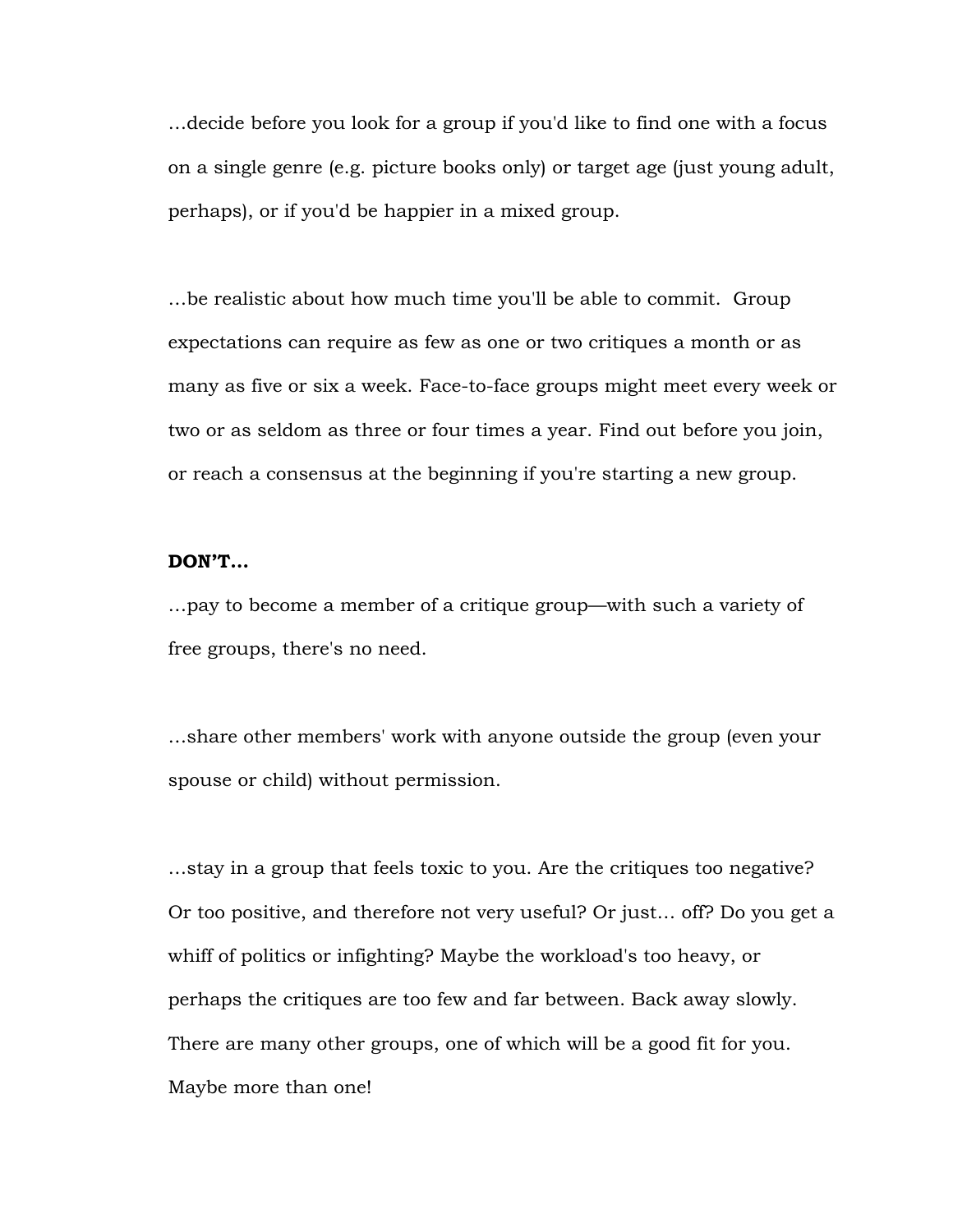…decide before you look for a group if you'd like to find one with a focus on a single genre (e.g. picture books only) or target age (just young adult, perhaps), or if you'd be happier in a mixed group.

…be realistic about how much time you'll be able to commit. Group expectations can require as few as one or two critiques a month or as many as five or six a week. Face-to-face groups might meet every week or two or as seldom as three or four times a year. Find out before you join, or reach a consensus at the beginning if you're starting a new group.

**DON'T…**

…pay to become a member of a critique group—with such a variety of free groups, there's no need.

…share other members' work with anyone outside the group (even your spouse or child) without permission.

…stay in a group that feels toxic to you. Are the critiques too negative? Or too positive, and therefore not very useful? Or just… off? Do you get a whiff of politics or infighting? Maybe the workload's too heavy, or perhaps the critiques are too few and far between. Back away slowly. There are many other groups, one of which will be a good fit for you. Maybe more than one!